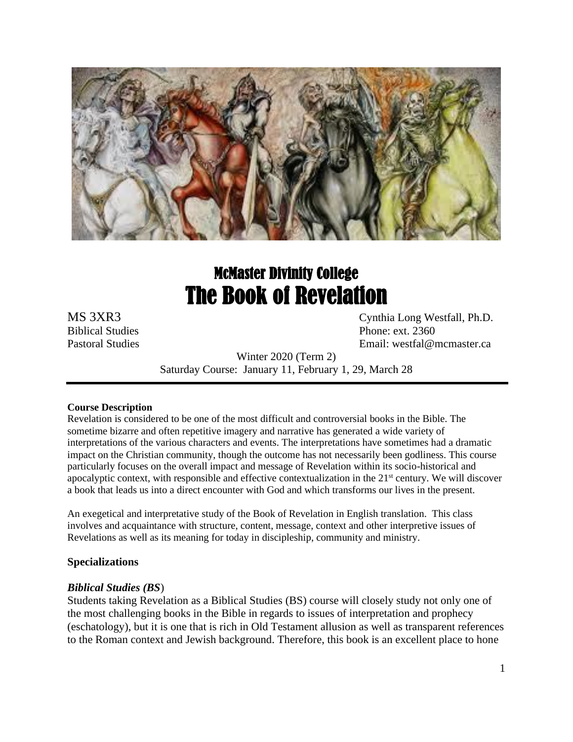# McMaster Divinity College
# The Book of Revelation

MS 3XR3
Biblical Studies
Pastoral Studies

Cynthia Long Westfall, Ph.D.
Phone: ext. 2360
Email: westfal@mcmaster.ca

Winter 2020 (Term 2)
Saturday Course: January 11, February 1, 29, March 28

---

**Course Description**

Revelation is considered to be one of the most difficult and controversial books in the Bible. The sometime bizarre and often repetitive imagery and narrative has generated a wide variety of interpretations of the various characters and events. The interpretations have sometimes had a dramatic impact on the Christian community, though the outcome has not necessarily been godliness. This course particularly focuses on the overall impact and message of Revelation within its socio-historical and apocalyptic context, with responsible and effective contextualization in the 21st century. We will discover a book that leads us into a direct encounter with God and which transforms our lives in the present.

An exegetical and interpretative study of the Book of Revelation in English translation. This class involves and acquaintance with structure, content, message, context and other interpretive issues of Revelations as well as its meaning for today in discipleship, community and ministry.

## Specializations

### *Biblical Studies (BS*)

Students taking Revelation as a Biblical Studies (BS) course will closely study not only one of the most challenging books in the Bible in regards to issues of interpretation and prophecy (eschatology), but it is one that is rich in Old Testament allusion as well as transparent references to the Roman context and Jewish background. Therefore, this book is an excellent place to hone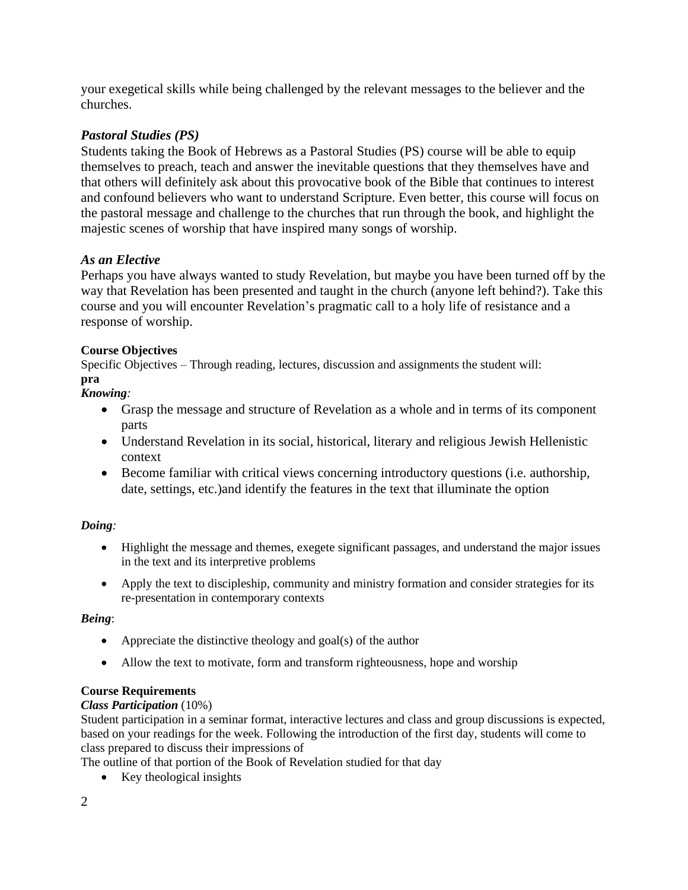your exegetical skills while being challenged by the relevant messages to the believer and the churches.

### *Pastoral Studies (PS)*

Students taking the Book of Hebrews as a Pastoral Studies (PS) course will be able to equip themselves to preach, teach and answer the inevitable questions that they themselves have and that others will definitely ask about this provocative book of the Bible that continues to interest and confound believers who want to understand Scripture. Even better, this course will focus on the pastoral message and challenge to the churches that run through the book, and highlight the majestic scenes of worship that have inspired many songs of worship.

### *As an Elective*

Perhaps you have always wanted to study Revelation, but maybe you have been turned off by the way that Revelation has been presented and taught in the church (anyone left behind?). Take this course and you will encounter Revelation's pragmatic call to a holy life of resistance and a response of worship.

**Course Objectives**

Specific Objectives – Through reading, lectures, discussion and assignments the student will:

**pra**

*Knowing:*

- Grasp the message and structure of Revelation as a whole and in terms of its component parts
- Understand Revelation in its social, historical, literary and religious Jewish Hellenistic context
- Become familiar with critical views concerning introductory questions (i.e. authorship, date, settings, etc.)and identify the features in the text that illuminate the option

*Doing:*

- Highlight the message and themes, exegete significant passages, and understand the major issues in the text and its interpretive problems
- Apply the text to discipleship, community and ministry formation and consider strategies for its re-presentation in contemporary contexts

*Being*:

- Appreciate the distinctive theology and goal(s) of the author
- Allow the text to motivate, form and transform righteousness, hope and worship

**Course Requirements**

***Class Participation*** (10%)

Student participation in a seminar format, interactive lectures and class and group discussions is expected, based on your readings for the week. Following the introduction of the first day, students will come to class prepared to discuss their impressions of

The outline of that portion of the Book of Revelation studied for that day

- Key theological insights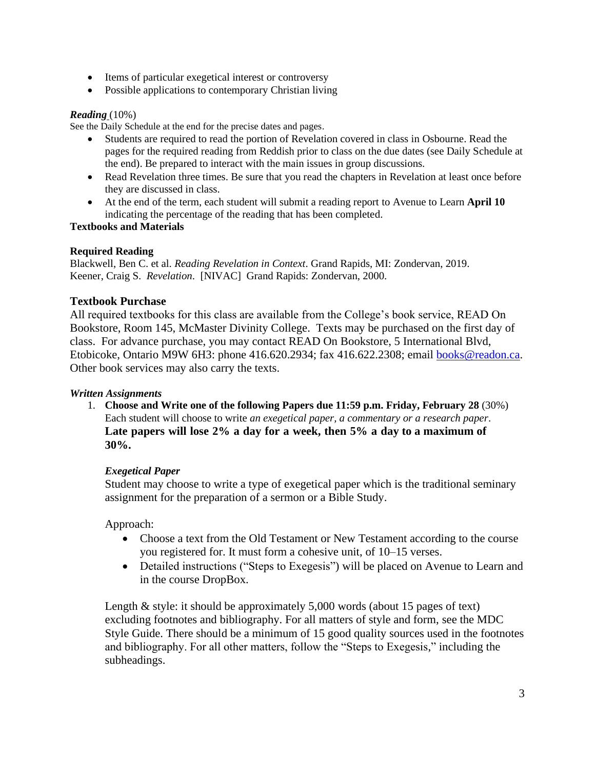- Items of particular exegetical interest or controversy
- Possible applications to contemporary Christian living

***Reading*** (10%)

See the Daily Schedule at the end for the precise dates and pages.

- Students are required to read the portion of Revelation covered in class in Osbourne. Read the pages for the required reading from Reddish prior to class on the due dates (see Daily Schedule at the end). Be prepared to interact with the main issues in group discussions.
- Read Revelation three times. Be sure that you read the chapters in Revelation at least once before they are discussed in class.
- At the end of the term, each student will submit a reading report to Avenue to Learn **April 10** indicating the percentage of the reading that has been completed.

**Textbooks and Materials**

**Required Reading**

Blackwell, Ben C. et al. *Reading Revelation in Context*. Grand Rapids, MI: Zondervan, 2019.
Keener, Craig S. *Revelation*. [NIVAC] Grand Rapids: Zondervan, 2000.

### Textbook Purchase

All required textbooks for this class are available from the College's book service, READ On Bookstore, Room 145, McMaster Divinity College. Texts may be purchased on the first day of class. For advance purchase, you may contact READ On Bookstore, 5 International Blvd, Etobicoke, Ontario M9W 6H3: phone 416.620.2934; fax 416.622.2308; email books@readon.ca. Other book services may also carry the texts.

***Written Assignments***

1. **Choose and Write one of the following Papers due 11:59 p.m. Friday, February 28** (30%)
   Each student will choose to write *an exegetical paper, a commentary or a research paper*.
   **Late papers will lose 2% a day for a week, then 5% a day to a maximum of 30%.**

   ***Exegetical Paper***

   Student may choose to write a type of exegetical paper which is the traditional seminary assignment for the preparation of a sermon or a Bible Study.

   Approach:

   - Choose a text from the Old Testament or New Testament according to the course you registered for. It must form a cohesive unit, of 10–15 verses.
   - Detailed instructions ("Steps to Exegesis") will be placed on Avenue to Learn and in the course DropBox.

   Length & style: it should be approximately 5,000 words (about 15 pages of text) excluding footnotes and bibliography. For all matters of style and form, see the MDC Style Guide. There should be a minimum of 15 good quality sources used in the footnotes and bibliography. For all other matters, follow the "Steps to Exegesis," including the subheadings.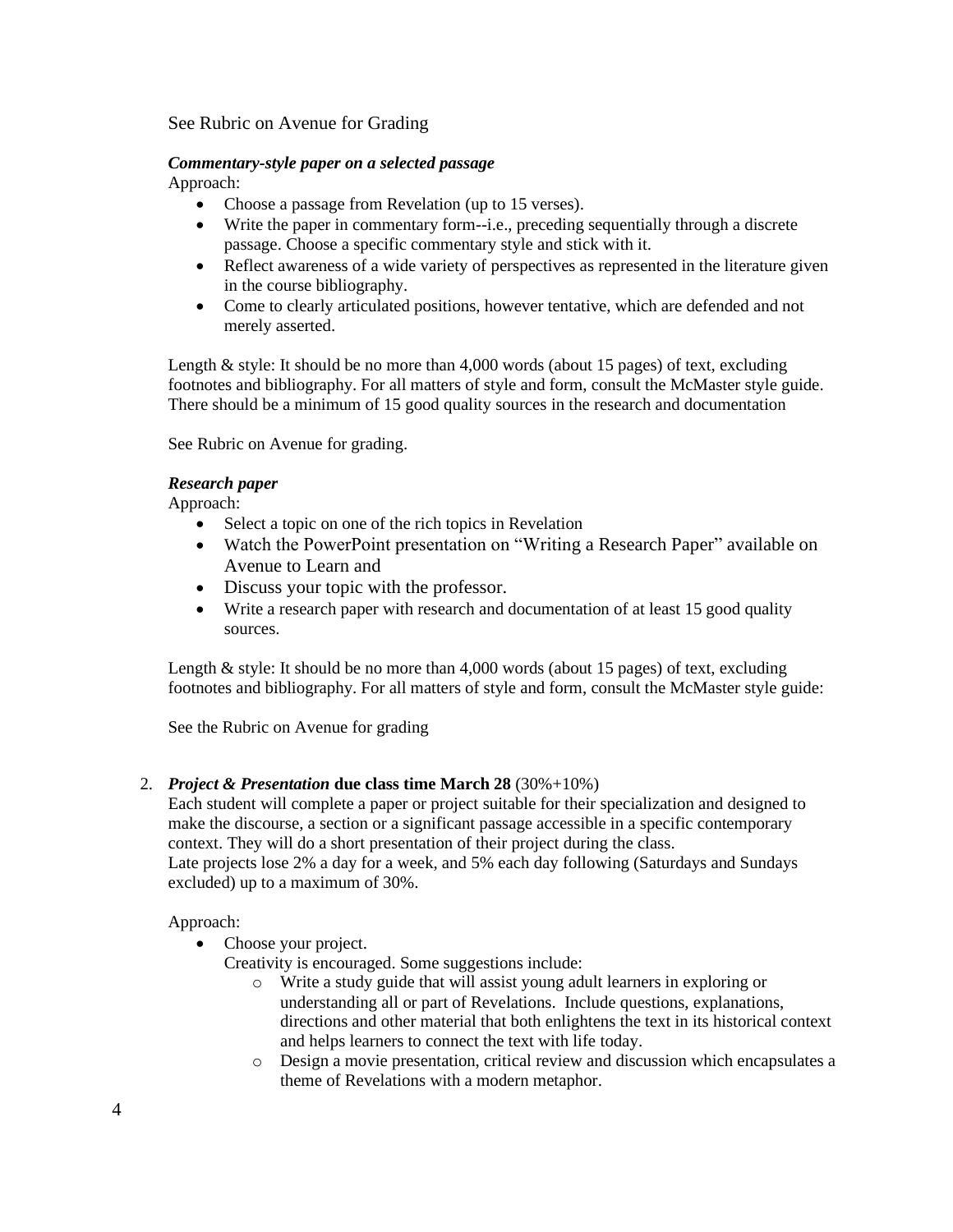See Rubric on Avenue for Grading

***Commentary-style paper on a selected passage***
Approach:

- Choose a passage from Revelation (up to 15 verses).
- Write the paper in commentary form--i.e., preceding sequentially through a discrete passage. Choose a specific commentary style and stick with it.
- Reflect awareness of a wide variety of perspectives as represented in the literature given in the course bibliography.
- Come to clearly articulated positions, however tentative, which are defended and not merely asserted.

Length & style: It should be no more than 4,000 words (about 15 pages) of text, excluding footnotes and bibliography. For all matters of style and form, consult the McMaster style guide. There should be a minimum of 15 good quality sources in the research and documentation

See Rubric on Avenue for grading.

***Research paper***
Approach:

- Select a topic on one of the rich topics in Revelation
- Watch the PowerPoint presentation on "Writing a Research Paper" available on Avenue to Learn and
- Discuss your topic with the professor.
- Write a research paper with research and documentation of at least 15 good quality sources.

Length & style: It should be no more than 4,000 words (about 15 pages) of text, excluding footnotes and bibliography. For all matters of style and form, consult the McMaster style guide:

See the Rubric on Avenue for grading

2. ***Project & Presentation* due class time March 28** (30%+10%)
   Each student will complete a paper or project suitable for their specialization and designed to make the discourse, a section or a significant passage accessible in a specific contemporary context. They will do a short presentation of their project during the class.
   Late projects lose 2% a day for a week, and 5% each day following (Saturdays and Sundays excluded) up to a maximum of 30%.

   Approach:

   - Choose your project.
     Creativity is encouraged. Some suggestions include:
     - Write a study guide that will assist young adult learners in exploring or understanding all or part of Revelations. Include questions, explanations, directions and other material that both enlightens the text in its historical context and helps learners to connect the text with life today.
     - Design a movie presentation, critical review and discussion which encapsulates a theme of Revelations with a modern metaphor.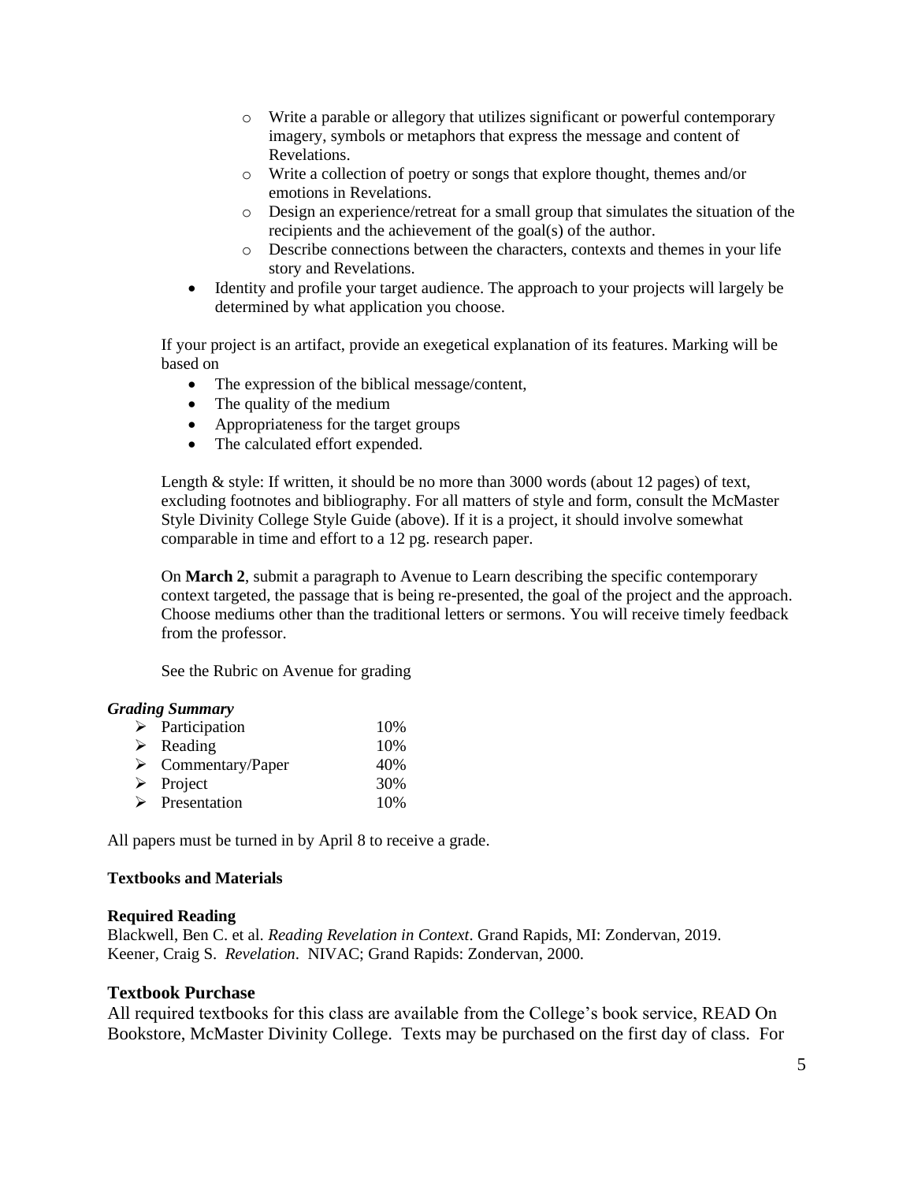- Write a parable or allegory that utilizes significant or powerful contemporary imagery, symbols or metaphors that express the message and content of Revelations.
    - Write a collection of poetry or songs that explore thought, themes and/or emotions in Revelations.
    - Design an experience/retreat for a small group that simulates the situation of the recipients and the achievement of the goal(s) of the author.
    - Describe connections between the characters, contexts and themes in your life story and Revelations.
- Identity and profile your target audience. The approach to your projects will largely be determined by what application you choose.

If your project is an artifact, provide an exegetical explanation of its features. Marking will be based on

- The expression of the biblical message/content,
- The quality of the medium
- Appropriateness for the target groups
- The calculated effort expended.

Length & style: If written, it should be no more than 3000 words (about 12 pages) of text, excluding footnotes and bibliography. For all matters of style and form, consult the McMaster Style Divinity College Style Guide (above). If it is a project, it should involve somewhat comparable in time and effort to a 12 pg. research paper.

On **March 2**, submit a paragraph to Avenue to Learn describing the specific contemporary context targeted, the passage that is being re-presented, the goal of the project and the approach. Choose mediums other than the traditional letters or sermons. You will receive timely feedback from the professor.

See the Rubric on Avenue for grading

***Grading Summary***

| | |
|---|---|
| ➢ Participation | 10% |
| ➢ Reading | 10% |
| ➢ Commentary/Paper | 40% |
| ➢ Project | 30% |
| ➢ Presentation | 10% |

All papers must be turned in by April 8 to receive a grade.

**Textbooks and Materials**

**Required Reading**

Blackwell, Ben C. et al. *Reading Revelation in Context*. Grand Rapids, MI: Zondervan, 2019.
Keener, Craig S. *Revelation*. NIVAC; Grand Rapids: Zondervan, 2000.

## Textbook Purchase

All required textbooks for this class are available from the College's book service, READ On Bookstore, McMaster Divinity College. Texts may be purchased on the first day of class. For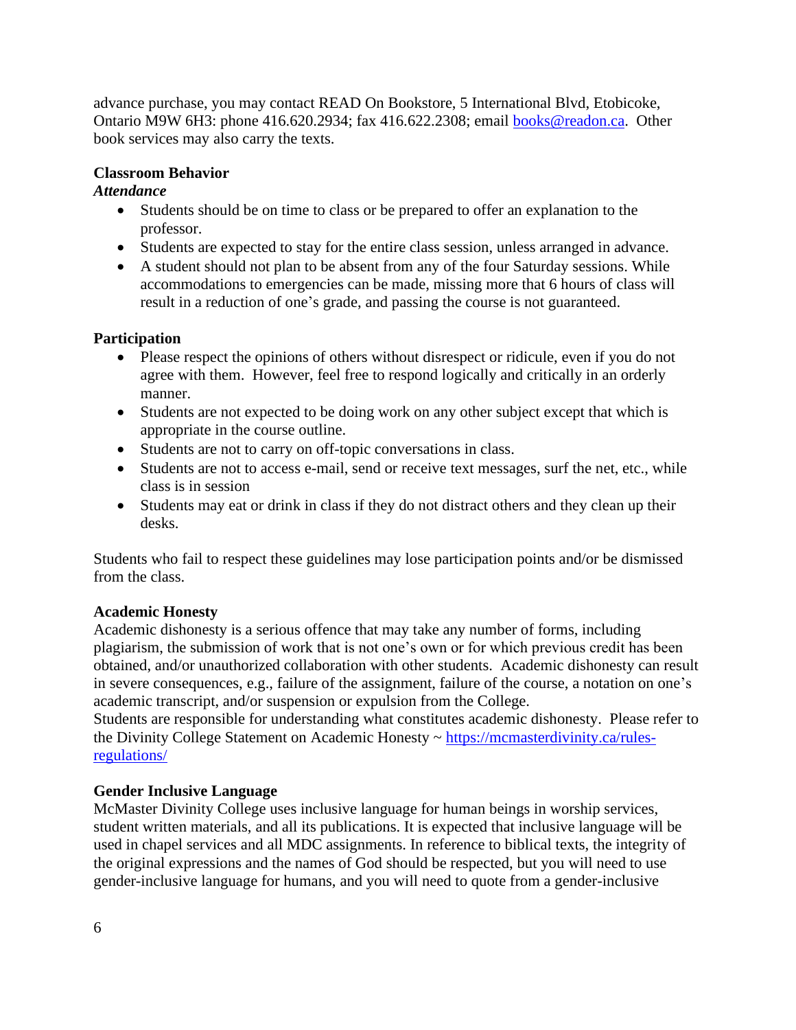advance purchase, you may contact READ On Bookstore, 5 International Blvd, Etobicoke, Ontario M9W 6H3: phone 416.620.2934; fax 416.622.2308; email books@readon.ca. Other book services may also carry the texts.

**Classroom Behavior**

***Attendance***

- Students should be on time to class or be prepared to offer an explanation to the professor.
- Students are expected to stay for the entire class session, unless arranged in advance.
- A student should not plan to be absent from any of the four Saturday sessions. While accommodations to emergencies can be made, missing more that 6 hours of class will result in a reduction of one's grade, and passing the course is not guaranteed.

**Participation**

- Please respect the opinions of others without disrespect or ridicule, even if you do not agree with them. However, feel free to respond logically and critically in an orderly manner.
- Students are not expected to be doing work on any other subject except that which is appropriate in the course outline.
- Students are not to carry on off-topic conversations in class.
- Students are not to access e-mail, send or receive text messages, surf the net, etc., while class is in session
- Students may eat or drink in class if they do not distract others and they clean up their desks.

Students who fail to respect these guidelines may lose participation points and/or be dismissed from the class.

**Academic Honesty**

Academic dishonesty is a serious offence that may take any number of forms, including plagiarism, the submission of work that is not one's own or for which previous credit has been obtained, and/or unauthorized collaboration with other students. Academic dishonesty can result in severe consequences, e.g., failure of the assignment, failure of the course, a notation on one's academic transcript, and/or suspension or expulsion from the College.
Students are responsible for understanding what constitutes academic dishonesty. Please refer to the Divinity College Statement on Academic Honesty ~ https://mcmasterdivinity.ca/rules-regulations/

**Gender Inclusive Language**

McMaster Divinity College uses inclusive language for human beings in worship services, student written materials, and all its publications. It is expected that inclusive language will be used in chapel services and all MDC assignments. In reference to biblical texts, the integrity of the original expressions and the names of God should be respected, but you will need to use gender-inclusive language for humans, and you will need to quote from a gender-inclusive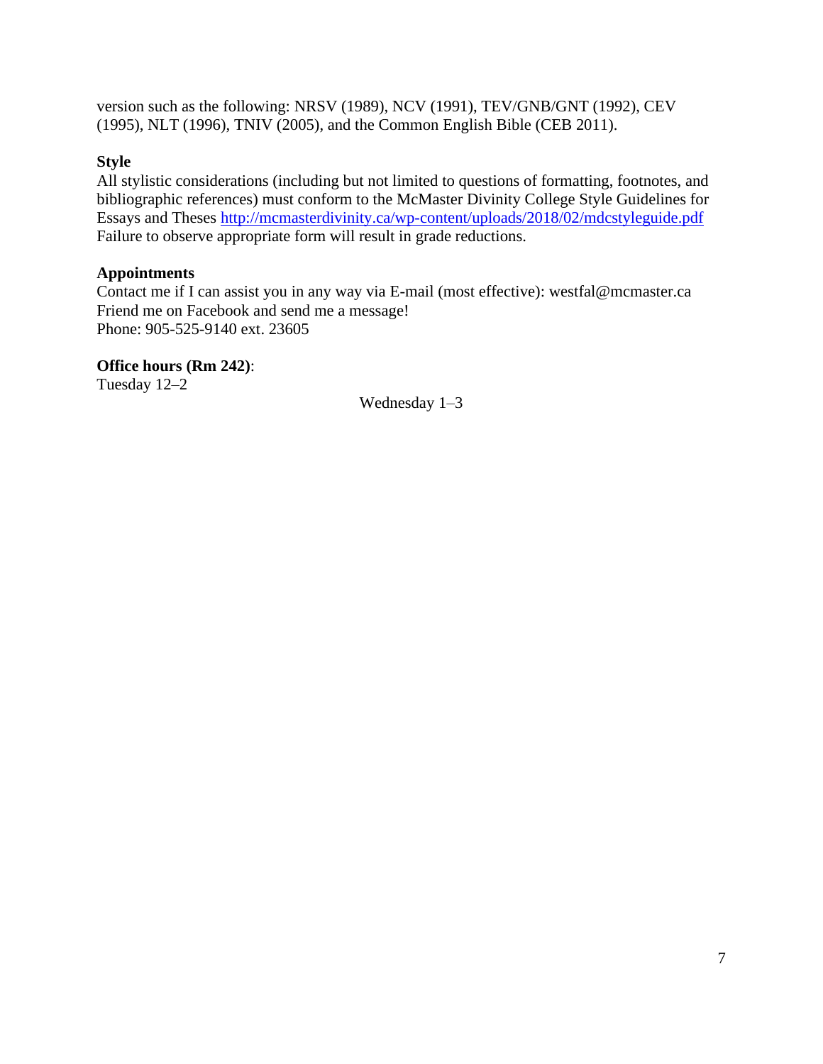version such as the following: NRSV (1989), NCV (1991), TEV/GNB/GNT (1992), CEV (1995), NLT (1996), TNIV (2005), and the Common English Bible (CEB 2011).

**Style**

All stylistic considerations (including but not limited to questions of formatting, footnotes, and bibliographic references) must conform to the McMaster Divinity College Style Guidelines for Essays and Theses http://mcmasterdivinity.ca/wp-content/uploads/2018/02/mdcstyleguide.pdf Failure to observe appropriate form will result in grade reductions.

**Appointments**

Contact me if I can assist you in any way via E-mail (most effective): westfal@mcmaster.ca
Friend me on Facebook and send me a message!
Phone: 905-525-9140 ext. 23605

**Office hours (Rm 242)**:
Tuesday 12–2
Wednesday 1–3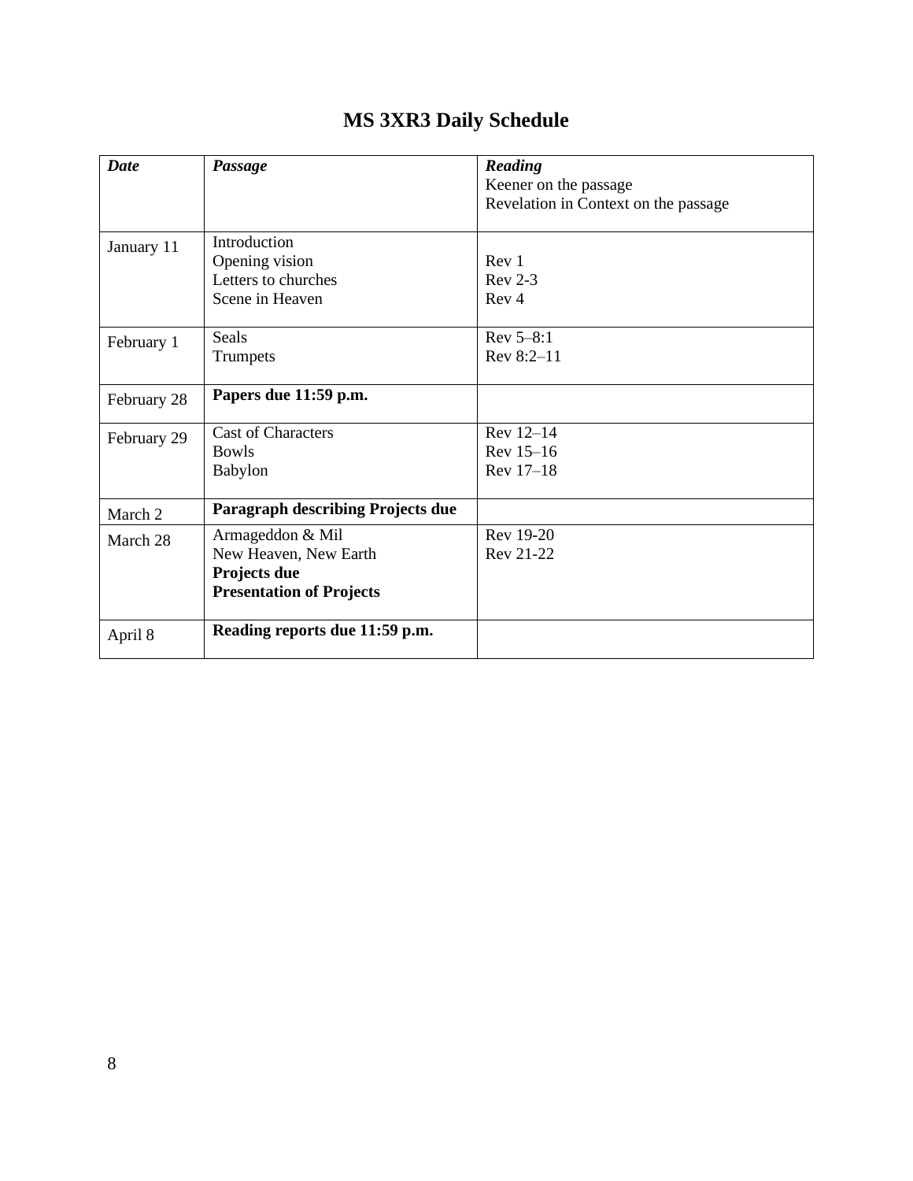# MS 3XR3 Daily Schedule

| ***Date*** | ***Passage*** | ***Reading***<br>Keener on the passage<br>Revelation in Context on the passage |
|---|---|---|
| January 11 | Introduction<br>Opening vision<br>Letters to churches<br>Scene in Heaven | <br>Rev 1<br>Rev 2-3<br>Rev 4 |
| February 1 | Seals<br>Trumpets | Rev 5–8:1<br>Rev 8:2–11 |
| February 28 | **Papers due 11:59 p.m.** | |
| February 29 | Cast of Characters<br>Bowls<br>Babylon | Rev 12–14<br>Rev 15–16<br>Rev 17–18 |
| March 2 | **Paragraph describing Projects due** | |
| March 28 | Armageddon & Mil<br>New Heaven, New Earth<br>**Projects due**<br>**Presentation of Projects** | Rev 19-20<br>Rev 21-22 |
| April 8 | **Reading reports due 11:59 p.m.** | |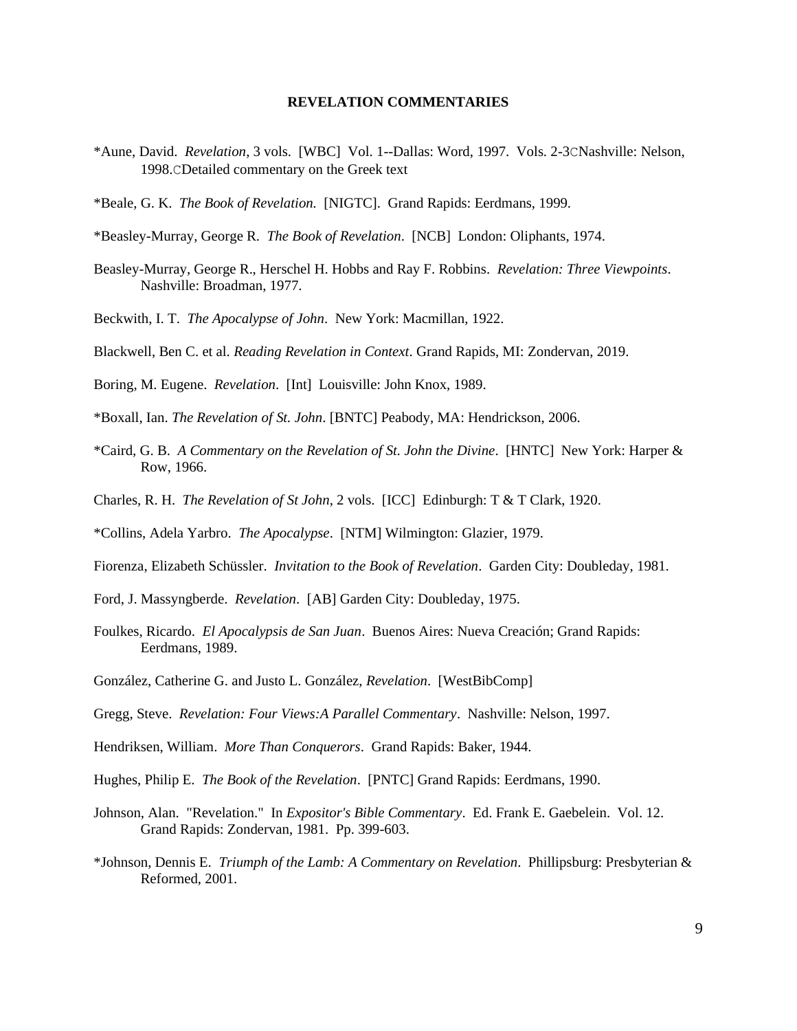**REVELATION COMMENTARIES**

*Aune, David. *Revelation*, 3 vols. [WBC] Vol. 1--Dallas: Word, 1997. Vols. 2-3CNashville: Nelson, 1998.CDetailed commentary on the Greek text

*Beale, G. K. *The Book of Revelation.* [NIGTC]. Grand Rapids: Eerdmans, 1999.

*Beasley-Murray, George R. *The Book of Revelation*. [NCB] London: Oliphants, 1974.

Beasley-Murray, George R., Herschel H. Hobbs and Ray F. Robbins. *Revelation: Three Viewpoints*. Nashville: Broadman, 1977.

Beckwith, I. T. *The Apocalypse of John*. New York: Macmillan, 1922.

Blackwell, Ben C. et al. *Reading Revelation in Context*. Grand Rapids, MI: Zondervan, 2019.

Boring, M. Eugene. *Revelation*. [Int] Louisville: John Knox, 1989.

*Boxall, Ian. *The Revelation of St. John*. [BNTC] Peabody, MA: Hendrickson, 2006.

*Caird, G. B. *A Commentary on the Revelation of St. John the Divine*. [HNTC] New York: Harper & Row, 1966.

Charles, R. H. *The Revelation of St John*, 2 vols. [ICC] Edinburgh: T & T Clark, 1920.

*Collins, Adela Yarbro. *The Apocalypse*. [NTM] Wilmington: Glazier, 1979.

Fiorenza, Elizabeth Schüssler. *Invitation to the Book of Revelation*. Garden City: Doubleday, 1981.

Ford, J. Massyngberde. *Revelation*. [AB] Garden City: Doubleday, 1975.

Foulkes, Ricardo. *El Apocalypsis de San Juan*. Buenos Aires: Nueva Creación; Grand Rapids: Eerdmans, 1989.

González, Catherine G. and Justo L. González, *Revelation*. [WestBibComp]

Gregg, Steve. *Revelation: Four Views:A Parallel Commentary*. Nashville: Nelson, 1997.

Hendriksen, William. *More Than Conquerors*. Grand Rapids: Baker, 1944.

Hughes, Philip E. *The Book of the Revelation*. [PNTC] Grand Rapids: Eerdmans, 1990.

Johnson, Alan. "Revelation." In *Expositor's Bible Commentary*. Ed. Frank E. Gaebelein. Vol. 12. Grand Rapids: Zondervan, 1981. Pp. 399-603.

*Johnson, Dennis E. *Triumph of the Lamb: A Commentary on Revelation*. Phillipsburg: Presbyterian & Reformed, 2001.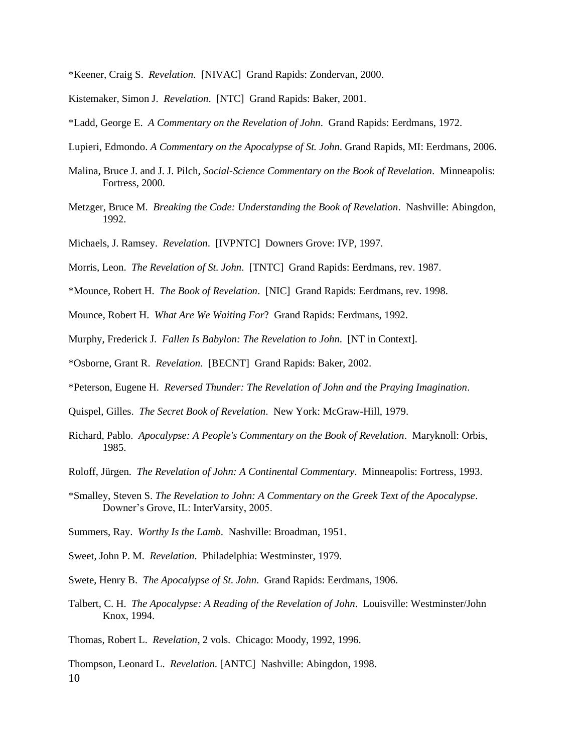*Keener, Craig S. *Revelation*. [NIVAC] Grand Rapids: Zondervan, 2000.

Kistemaker, Simon J. *Revelation*. [NTC] Grand Rapids: Baker, 2001.

*Ladd, George E. *A Commentary on the Revelation of John*. Grand Rapids: Eerdmans, 1972.

Lupieri, Edmondo. *A Commentary on the Apocalypse of St. John*. Grand Rapids, MI: Eerdmans, 2006.

Malina, Bruce J. and J. J. Pilch, *Social-Science Commentary on the Book of Revelation*. Minneapolis: Fortress, 2000.

Metzger, Bruce M. *Breaking the Code: Understanding the Book of Revelation*. Nashville: Abingdon, 1992.

Michaels, J. Ramsey. *Revelation*. [IVPNTC] Downers Grove: IVP, 1997.

Morris, Leon. *The Revelation of St. John*. [TNTC] Grand Rapids: Eerdmans, rev. 1987.

*Mounce, Robert H. *The Book of Revelation*. [NIC] Grand Rapids: Eerdmans, rev. 1998.

Mounce, Robert H. *What Are We Waiting For*? Grand Rapids: Eerdmans, 1992.

Murphy, Frederick J. *Fallen Is Babylon: The Revelation to John*. [NT in Context].

*Osborne, Grant R. *Revelation*. [BECNT] Grand Rapids: Baker, 2002.

*Peterson, Eugene H. *Reversed Thunder: The Revelation of John and the Praying Imagination*.

Quispel, Gilles. *The Secret Book of Revelation*. New York: McGraw-Hill, 1979.

Richard, Pablo. *Apocalypse: A People's Commentary on the Book of Revelation*. Maryknoll: Orbis, 1985.

Roloff, Jürgen. *The Revelation of John: A Continental Commentary*. Minneapolis: Fortress, 1993.

*Smalley, Steven S. *The Revelation to John: A Commentary on the Greek Text of the Apocalypse*. Downer's Grove, IL: InterVarsity, 2005.

Summers, Ray. *Worthy Is the Lamb*. Nashville: Broadman, 1951.

Sweet, John P. M. *Revelation*. Philadelphia: Westminster, 1979.

Swete, Henry B. *The Apocalypse of St. John*. Grand Rapids: Eerdmans, 1906.

Talbert, C. H. *The Apocalypse: A Reading of the Revelation of John*. Louisville: Westminster/John Knox, 1994.

Thomas, Robert L. *Revelation*, 2 vols. Chicago: Moody, 1992, 1996.

Thompson, Leonard L. *Revelation.* [ANTC] Nashville: Abingdon, 1998.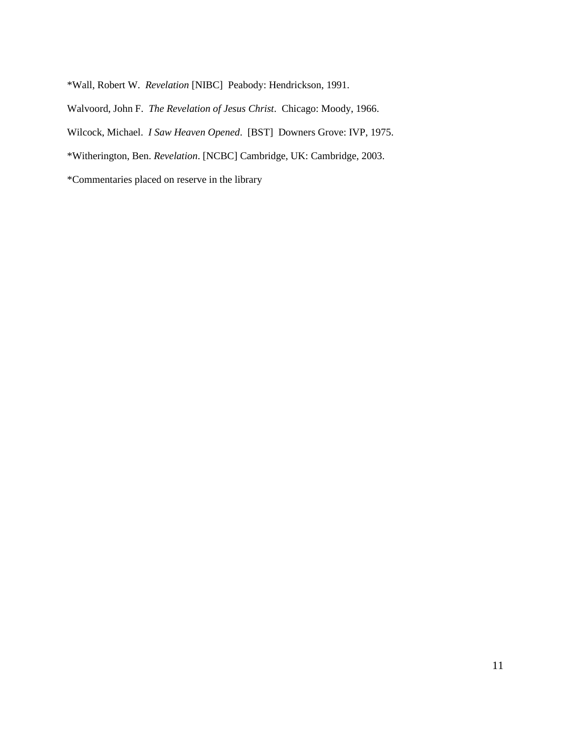*Wall, Robert W.  *Revelation* [NIBC]  Peabody: Hendrickson, 1991.

Walvoord, John F.  *The Revelation of Jesus Christ*.  Chicago: Moody, 1966.

Wilcock, Michael.  *I Saw Heaven Opened*.  [BST]  Downers Grove: IVP, 1975.

*Witherington, Ben. *Revelation*. [NCBC] Cambridge, UK: Cambridge, 2003.

*Commentaries placed on reserve in the library